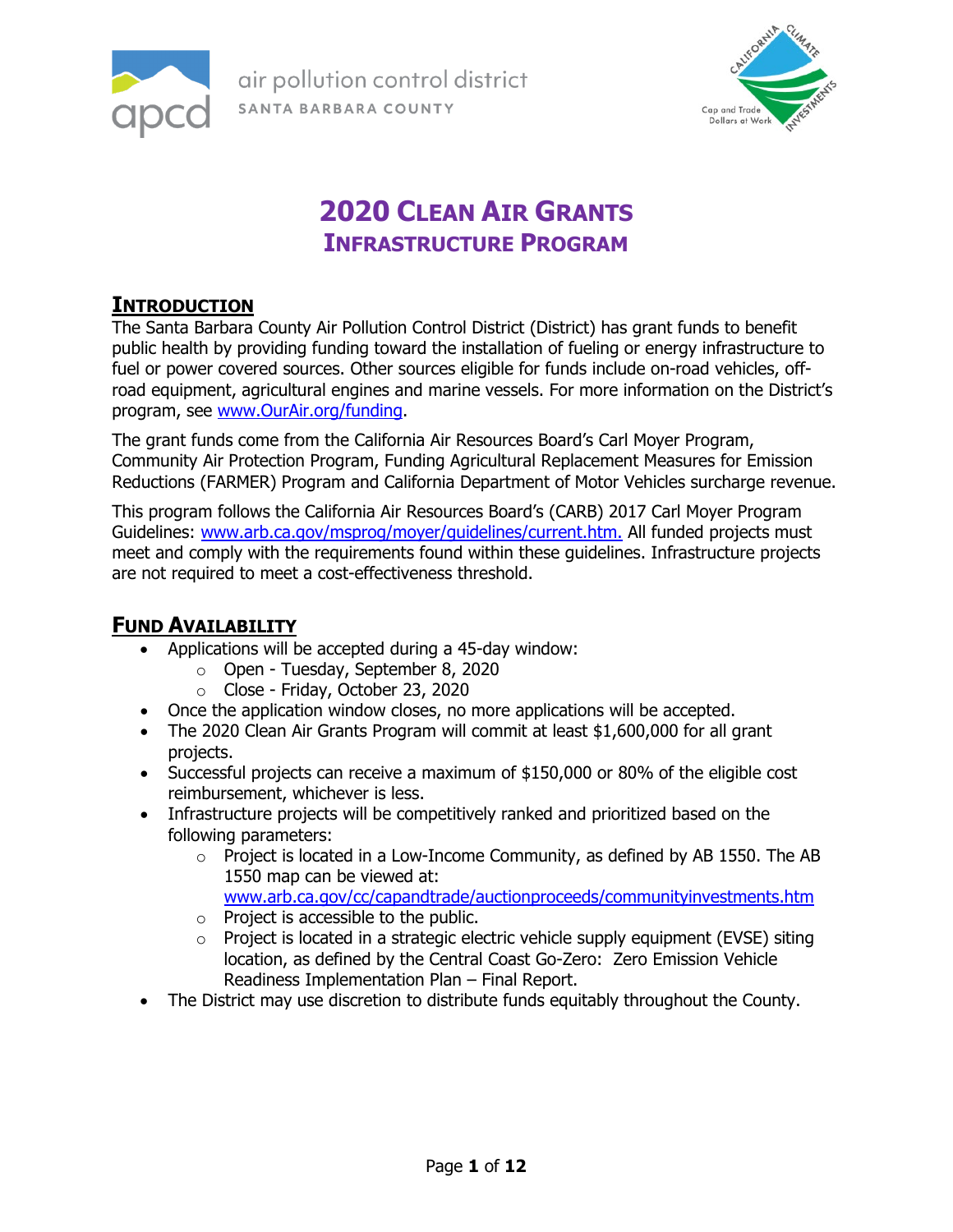# 2020 Clean Air Grants
## Infrastructure Program

## Introduction

The Santa Barbara County Air Pollution Control District (District) has grant funds to benefit public health by providing funding toward the installation of fueling or energy infrastructure to fuel or power covered sources. Other sources eligible for funds include on-road vehicles, off-road equipment, agricultural engines and marine vessels. For more information on the District's program, see www.OurAir.org/funding.

The grant funds come from the California Air Resources Board's Carl Moyer Program, Community Air Protection Program, Funding Agricultural Replacement Measures for Emission Reductions (FARMER) Program and California Department of Motor Vehicles surcharge revenue.

This program follows the California Air Resources Board's (CARB) 2017 Carl Moyer Program Guidelines: www.arb.ca.gov/msprog/moyer/guidelines/current.htm. All funded projects must meet and comply with the requirements found within these guidelines. Infrastructure projects are not required to meet a cost-effectiveness threshold.

## Fund Availability

- Applications will be accepted during a 45-day window:
  - Open - Tuesday, September 8, 2020
  - Close - Friday, October 23, 2020
- Once the application window closes, no more applications will be accepted.
- The 2020 Clean Air Grants Program will commit at least $1,600,000 for all grant projects.
- Successful projects can receive a maximum of $150,000 or 80% of the eligible cost reimbursement, whichever is less.
- Infrastructure projects will be competitively ranked and prioritized based on the following parameters:
  - Project is located in a Low-Income Community, as defined by AB 1550. The AB 1550 map can be viewed at: www.arb.ca.gov/cc/capandtrade/auctionproceeds/communityinvestments.htm
  - Project is accessible to the public.
  - Project is located in a strategic electric vehicle supply equipment (EVSE) siting location, as defined by the Central Coast Go-Zero: Zero Emission Vehicle Readiness Implementation Plan – Final Report.
- The District may use discretion to distribute funds equitably throughout the County.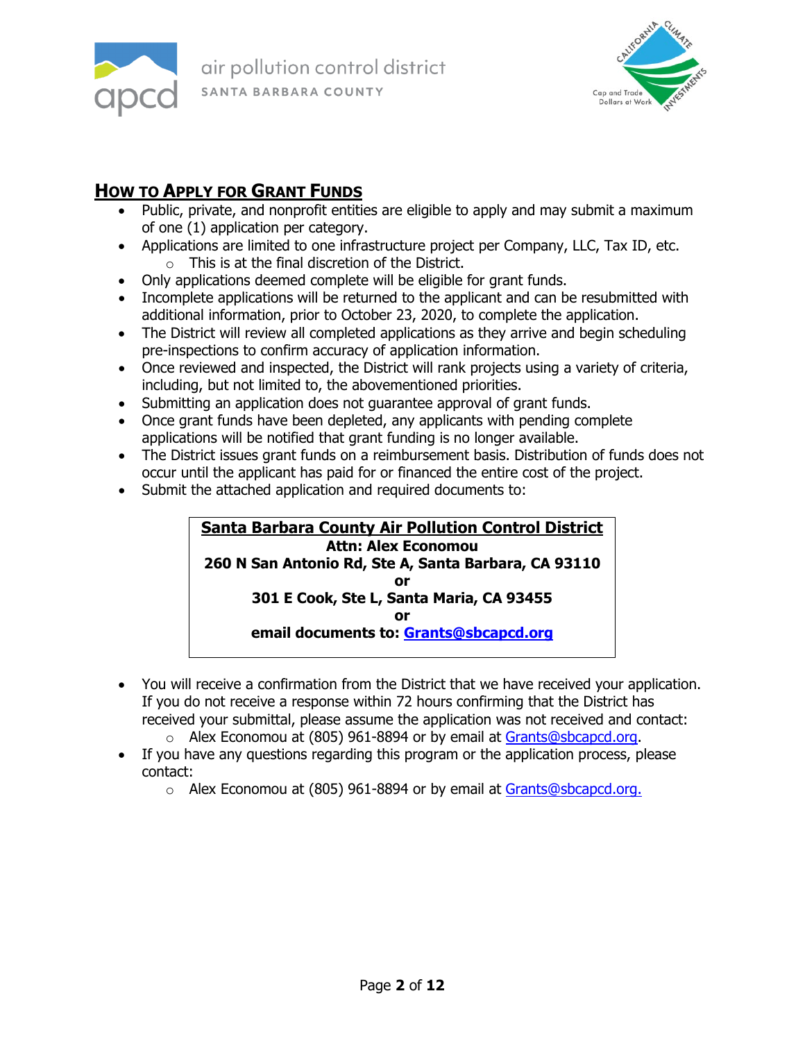## How to Apply for Grant Funds

- Public, private, and nonprofit entities are eligible to apply and may submit a maximum of one (1) application per category.
- Applications are limited to one infrastructure project per Company, LLC, Tax ID, etc.
  - This is at the final discretion of the District.
- Only applications deemed complete will be eligible for grant funds.
- Incomplete applications will be returned to the applicant and can be resubmitted with additional information, prior to October 23, 2020, to complete the application.
- The District will review all completed applications as they arrive and begin scheduling pre-inspections to confirm accuracy of application information.
- Once reviewed and inspected, the District will rank projects using a variety of criteria, including, but not limited to, the abovementioned priorities.
- Submitting an application does not guarantee approval of grant funds.
- Once grant funds have been depleted, any applicants with pending complete applications will be notified that grant funding is no longer available.
- The District issues grant funds on a reimbursement basis. Distribution of funds does not occur until the applicant has paid for or financed the entire cost of the project.
- Submit the attached application and required documents to:

> **Santa Barbara County Air Pollution Control District**
> **Attn: Alex Economou**
> **260 N San Antonio Rd, Ste A, Santa Barbara, CA 93110**
> **or**
> **301 E Cook, Ste L, Santa Maria, CA 93455**
> **or**
> **email documents to: Grants@sbcapcd.org**

- You will receive a confirmation from the District that we have received your application. If you do not receive a response within 72 hours confirming that the District has received your submittal, please assume the application was not received and contact:
  - Alex Economou at (805) 961-8894 or by email at Grants@sbcapcd.org.
- If you have any questions regarding this program or the application process, please contact:
  - Alex Economou at (805) 961-8894 or by email at Grants@sbcapcd.org.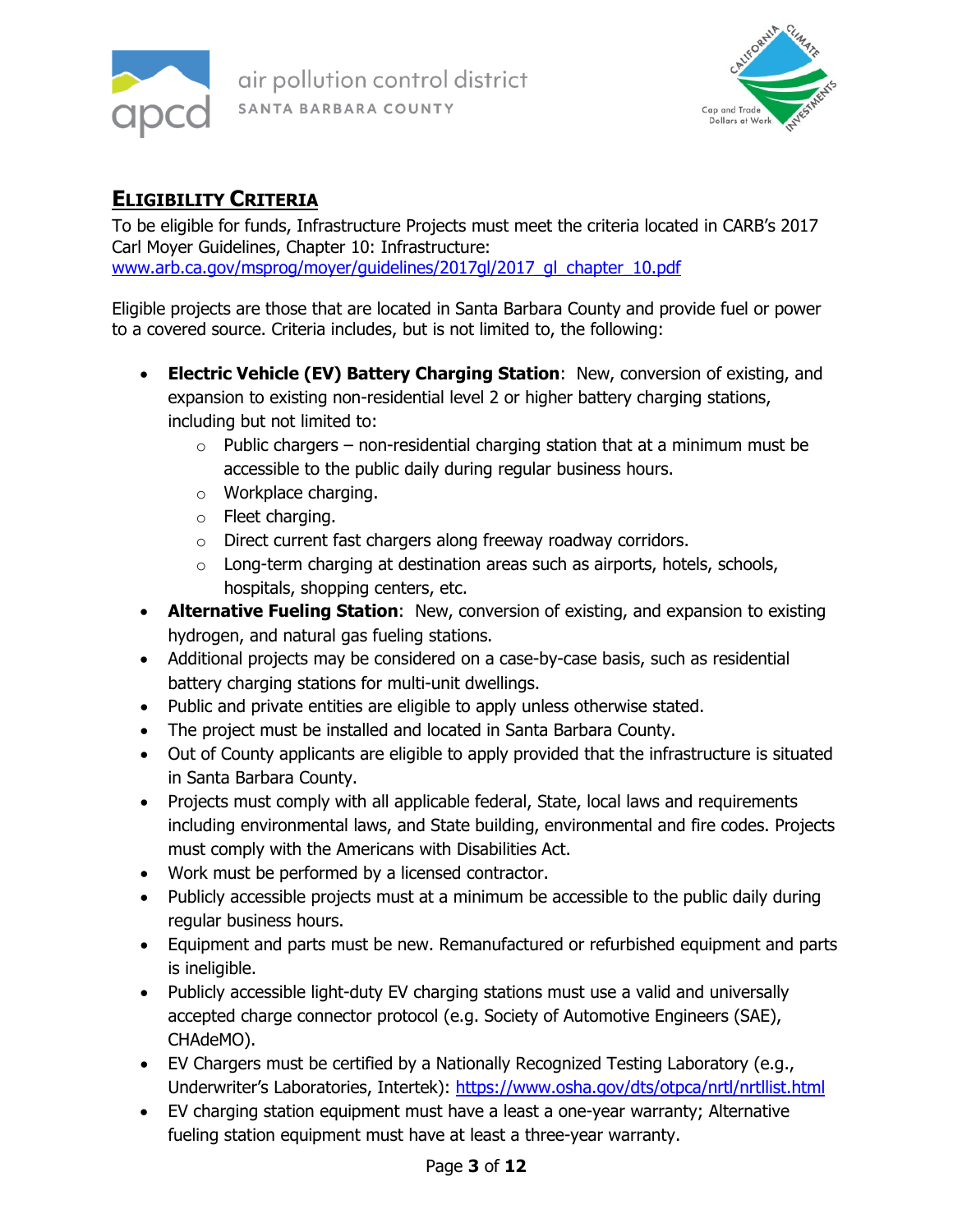## ELIGIBILITY CRITERIA

To be eligible for funds, Infrastructure Projects must meet the criteria located in CARB's 2017 Carl Moyer Guidelines, Chapter 10: Infrastructure: [www.arb.ca.gov/msprog/moyer/guidelines/2017gl/2017_gl_chapter_10.pdf](www.arb.ca.gov/msprog/moyer/guidelines/2017gl/2017_gl_chapter_10.pdf)

Eligible projects are those that are located in Santa Barbara County and provide fuel or power to a covered source. Criteria includes, but is not limited to, the following:

- **Electric Vehicle (EV) Battery Charging Station**: New, conversion of existing, and expansion to existing non-residential level 2 or higher battery charging stations, including but not limited to:
  - Public chargers – non-residential charging station that at a minimum must be accessible to the public daily during regular business hours.
  - Workplace charging.
  - Fleet charging.
  - Direct current fast chargers along freeway roadway corridors.
  - Long-term charging at destination areas such as airports, hotels, schools, hospitals, shopping centers, etc.
- **Alternative Fueling Station**: New, conversion of existing, and expansion to existing hydrogen, and natural gas fueling stations.
- Additional projects may be considered on a case-by-case basis, such as residential battery charging stations for multi-unit dwellings.
- Public and private entities are eligible to apply unless otherwise stated.
- The project must be installed and located in Santa Barbara County.
- Out of County applicants are eligible to apply provided that the infrastructure is situated in Santa Barbara County.
- Projects must comply with all applicable federal, State, local laws and requirements including environmental laws, and State building, environmental and fire codes. Projects must comply with the Americans with Disabilities Act.
- Work must be performed by a licensed contractor.
- Publicly accessible projects must at a minimum be accessible to the public daily during regular business hours.
- Equipment and parts must be new. Remanufactured or refurbished equipment and parts is ineligible.
- Publicly accessible light-duty EV charging stations must use a valid and universally accepted charge connector protocol (e.g. Society of Automotive Engineers (SAE), CHAdeMO).
- EV Chargers must be certified by a Nationally Recognized Testing Laboratory (e.g., Underwriter's Laboratories, Intertek): [https://www.osha.gov/dts/otpca/nrtl/nrtllist.html](https://www.osha.gov/dts/otpca/nrtl/nrtllist.html)
- EV charging station equipment must have a least a one-year warranty; Alternative fueling station equipment must have at least a three-year warranty.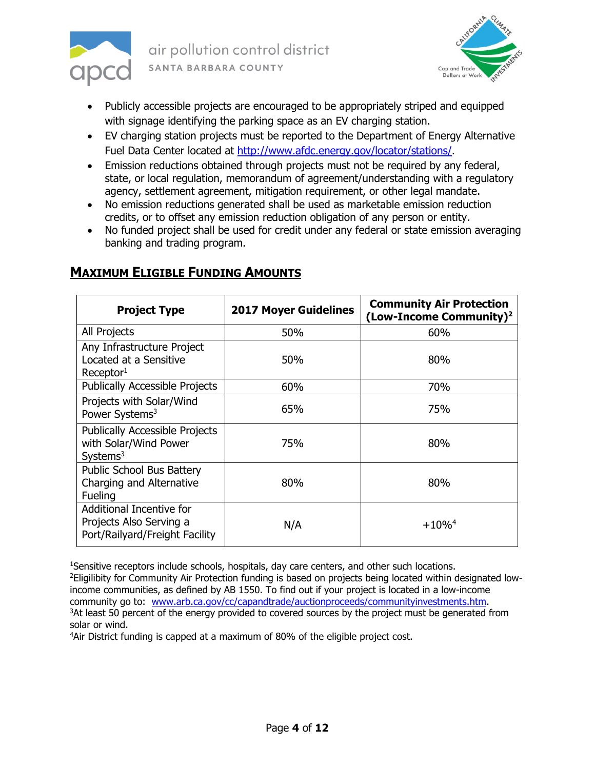- Publicly accessible projects are encouraged to be appropriately striped and equipped with signage identifying the parking space as an EV charging station.
- EV charging station projects must be reported to the Department of Energy Alternative Fuel Data Center located at http://www.afdc.energy.gov/locator/stations/.
- Emission reductions obtained through projects must not be required by any federal, state, or local regulation, memorandum of agreement/understanding with a regulatory agency, settlement agreement, mitigation requirement, or other legal mandate.
- No emission reductions generated shall be used as marketable emission reduction credits, or to offset any emission reduction obligation of any person or entity.
- No funded project shall be used for credit under any federal or state emission averaging banking and trading program.

## MAXIMUM ELIGIBLE FUNDING AMOUNTS

| Project Type | 2017 Moyer Guidelines | Community Air Protection (Low-Income Community)[2] |
|---|---|---|
| All Projects | 50% | 60% |
| Any Infrastructure Project Located at a Sensitive Receptor[1] | 50% | 80% |
| Publically Accessible Projects | 60% | 70% |
| Projects with Solar/Wind Power Systems[3] | 65% | 75% |
| Publically Accessible Projects with Solar/Wind Power Systems[3] | 75% | 80% |
| Public School Bus Battery Charging and Alternative Fueling | 80% | 80% |
| Additional Incentive for Projects Also Serving a Port/Railyard/Freight Facility | N/A | +10%[4] |

[1]Sensitive receptors include schools, hospitals, day care centers, and other such locations.
[2]Eligibility for Community Air Protection funding is based on projects being located within designated low-income communities, as defined by AB 1550. To find out if your project is located in a low-income community go to: www.arb.ca.gov/cc/capandtrade/auctionproceeds/communityinvestments.htm.
[3]At least 50 percent of the energy provided to covered sources by the project must be generated from solar or wind.
[4]Air District funding is capped at a maximum of 80% of the eligible project cost.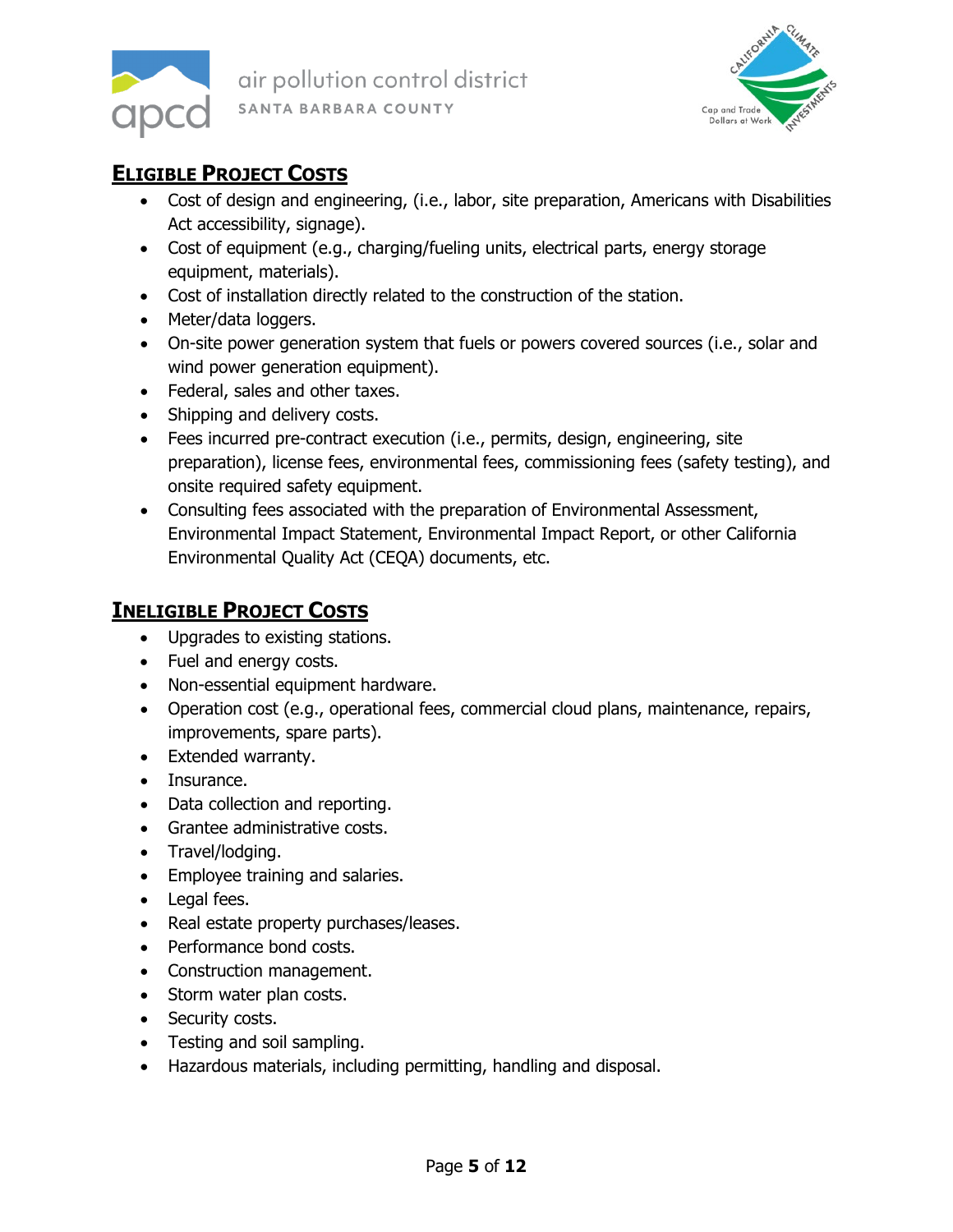## Eligible Project Costs

- Cost of design and engineering, (i.e., labor, site preparation, Americans with Disabilities Act accessibility, signage).
- Cost of equipment (e.g., charging/fueling units, electrical parts, energy storage equipment, materials).
- Cost of installation directly related to the construction of the station.
- Meter/data loggers.
- On-site power generation system that fuels or powers covered sources (i.e., solar and wind power generation equipment).
- Federal, sales and other taxes.
- Shipping and delivery costs.
- Fees incurred pre-contract execution (i.e., permits, design, engineering, site preparation), license fees, environmental fees, commissioning fees (safety testing), and onsite required safety equipment.
- Consulting fees associated with the preparation of Environmental Assessment, Environmental Impact Statement, Environmental Impact Report, or other California Environmental Quality Act (CEQA) documents, etc.

## Ineligible Project Costs

- Upgrades to existing stations.
- Fuel and energy costs.
- Non-essential equipment hardware.
- Operation cost (e.g., operational fees, commercial cloud plans, maintenance, repairs, improvements, spare parts).
- Extended warranty.
- Insurance.
- Data collection and reporting.
- Grantee administrative costs.
- Travel/lodging.
- Employee training and salaries.
- Legal fees.
- Real estate property purchases/leases.
- Performance bond costs.
- Construction management.
- Storm water plan costs.
- Security costs.
- Testing and soil sampling.
- Hazardous materials, including permitting, handling and disposal.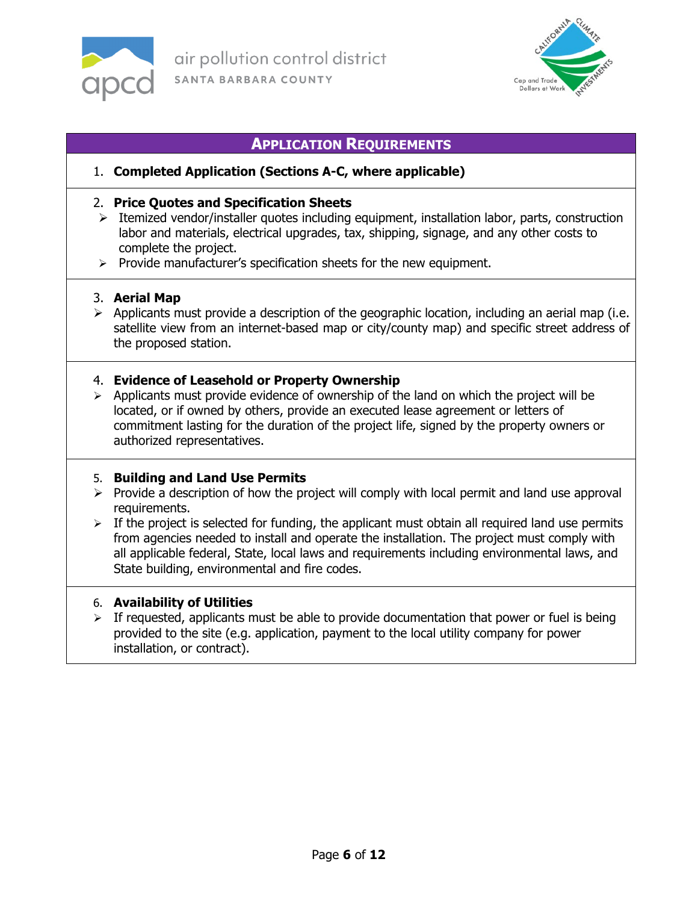## APPLICATION REQUIREMENTS

1. **Completed Application (Sections A-C, where applicable)**

2. **Price Quotes and Specification Sheets**
   - Itemized vendor/installer quotes including equipment, installation labor, parts, construction labor and materials, electrical upgrades, tax, shipping, signage, and any other costs to complete the project.
   - Provide manufacturer's specification sheets for the new equipment.

3. **Aerial Map**
   - Applicants must provide a description of the geographic location, including an aerial map (i.e. satellite view from an internet-based map or city/county map) and specific street address of the proposed station.

4. **Evidence of Leasehold or Property Ownership**
   - Applicants must provide evidence of ownership of the land on which the project will be located, or if owned by others, provide an executed lease agreement or letters of commitment lasting for the duration of the project life, signed by the property owners or authorized representatives.

5. **Building and Land Use Permits**
   - Provide a description of how the project will comply with local permit and land use approval requirements.
   - If the project is selected for funding, the applicant must obtain all required land use permits from agencies needed to install and operate the installation. The project must comply with all applicable federal, State, local laws and requirements including environmental laws, and State building, environmental and fire codes.

6. **Availability of Utilities**
   - If requested, applicants must be able to provide documentation that power or fuel is being provided to the site (e.g. application, payment to the local utility company for power installation, or contract).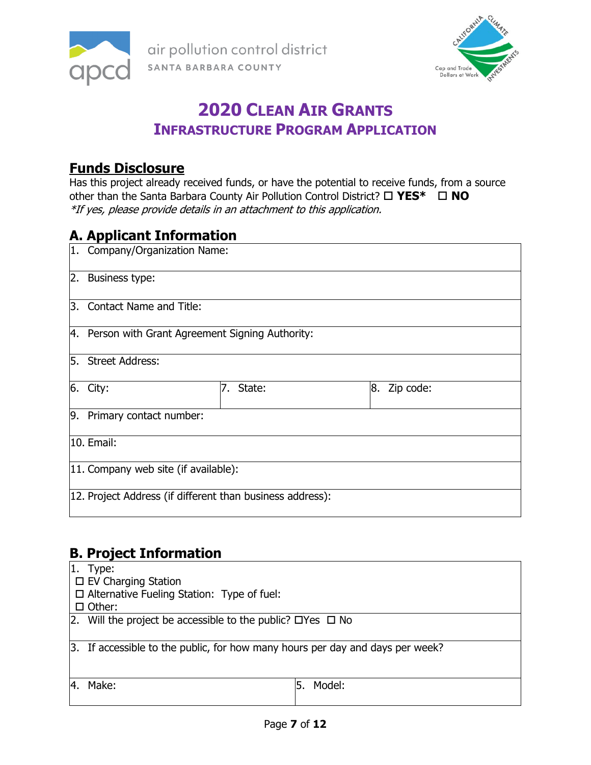air pollution control district
SANTA BARBARA COUNTY

# 2020 CLEAN AIR GRANTS
## INFRASTRUCTURE PROGRAM APPLICATION

## Funds Disclosure

Has this project already received funds, or have the potential to receive funds, from a source other than the Santa Barbara County Air Pollution Control District? ☐ **YES*** ☐ **NO**
*If yes, please provide details in an attachment to this application.*

## A. Applicant Information

| | | |
|---|---|---|
| 1. Company/Organization Name: | | |
| 2. Business type: | | |
| 3. Contact Name and Title: | | |
| 4. Person with Grant Agreement Signing Authority: | | |
| 5. Street Address: | | |
| 6. City: | 7. State: | 8. Zip code: |
| 9. Primary contact number: | | |
| 10. Email: | | |
| 11. Company web site (if available): | | |
| 12. Project Address (if different than business address): | | |

## B. Project Information

| | |
|---|---|
| 1. Type:<br>☐ EV Charging Station<br>☐ Alternative Fueling Station: Type of fuel:<br>☐ Other: | |
| 2. Will the project be accessible to the public? ☐Yes ☐ No | |
| 3. If accessible to the public, for how many hours per day and days per week? | |
| 4. Make: | 5. Model: |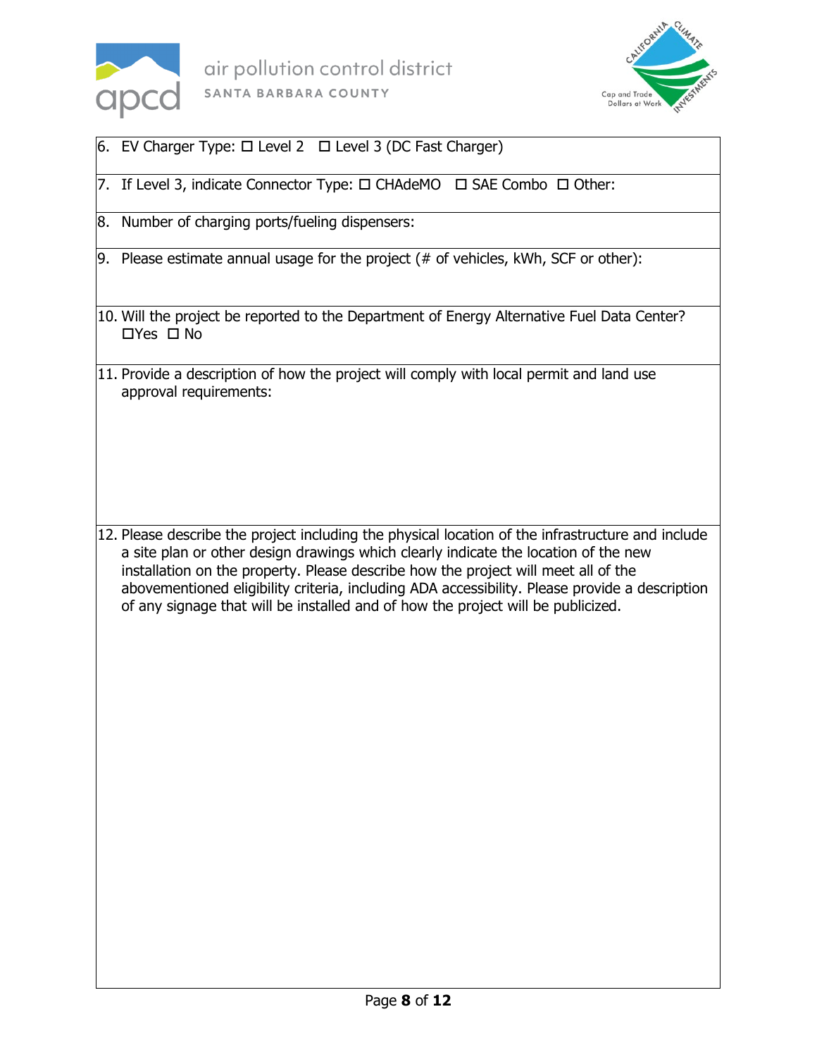6. EV Charger Type: ☐ Level 2 ☐ Level 3 (DC Fast Charger)

7. If Level 3, indicate Connector Type: ☐ CHAdeMO ☐ SAE Combo ☐ Other:

8. Number of charging ports/fueling dispensers:

9. Please estimate annual usage for the project (# of vehicles, kWh, SCF or other):

10. Will the project be reported to the Department of Energy Alternative Fuel Data Center?
    ☐Yes ☐ No

11. Provide a description of how the project will comply with local permit and land use approval requirements:

12. Please describe the project including the physical location of the infrastructure and include a site plan or other design drawings which clearly indicate the location of the new installation on the property. Please describe how the project will meet all of the abovementioned eligibility criteria, including ADA accessibility. Please provide a description of any signage that will be installed and of how the project will be publicized.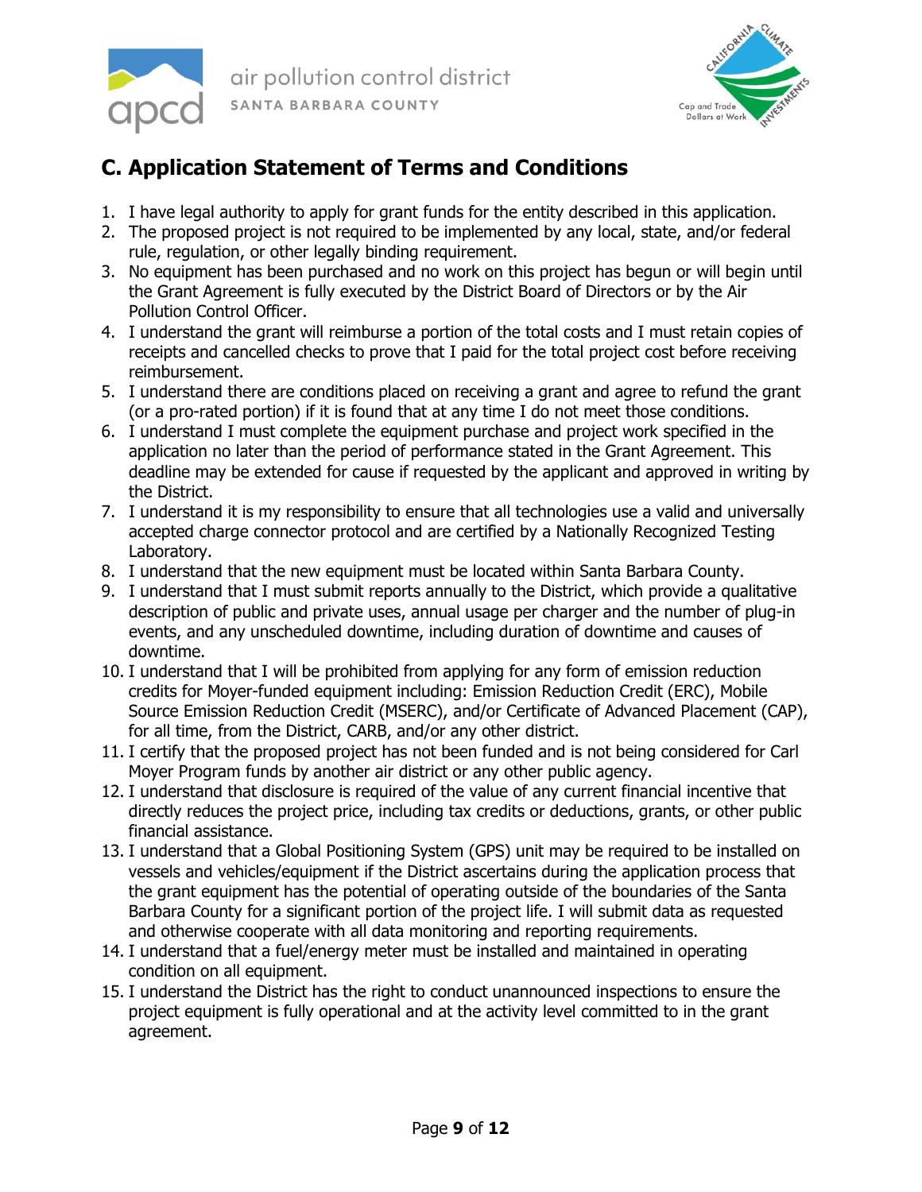## C. Application Statement of Terms and Conditions

1. I have legal authority to apply for grant funds for the entity described in this application.
2. The proposed project is not required to be implemented by any local, state, and/or federal rule, regulation, or other legally binding requirement.
3. No equipment has been purchased and no work on this project has begun or will begin until the Grant Agreement is fully executed by the District Board of Directors or by the Air Pollution Control Officer.
4. I understand the grant will reimburse a portion of the total costs and I must retain copies of receipts and cancelled checks to prove that I paid for the total project cost before receiving reimbursement.
5. I understand there are conditions placed on receiving a grant and agree to refund the grant (or a pro-rated portion) if it is found that at any time I do not meet those conditions.
6. I understand I must complete the equipment purchase and project work specified in the application no later than the period of performance stated in the Grant Agreement. This deadline may be extended for cause if requested by the applicant and approved in writing by the District.
7. I understand it is my responsibility to ensure that all technologies use a valid and universally accepted charge connector protocol and are certified by a Nationally Recognized Testing Laboratory.
8. I understand that the new equipment must be located within Santa Barbara County.
9. I understand that I must submit reports annually to the District, which provide a qualitative description of public and private uses, annual usage per charger and the number of plug-in events, and any unscheduled downtime, including duration of downtime and causes of downtime.
10. I understand that I will be prohibited from applying for any form of emission reduction credits for Moyer-funded equipment including: Emission Reduction Credit (ERC), Mobile Source Emission Reduction Credit (MSERC), and/or Certificate of Advanced Placement (CAP), for all time, from the District, CARB, and/or any other district.
11. I certify that the proposed project has not been funded and is not being considered for Carl Moyer Program funds by another air district or any other public agency.
12. I understand that disclosure is required of the value of any current financial incentive that directly reduces the project price, including tax credits or deductions, grants, or other public financial assistance.
13. I understand that a Global Positioning System (GPS) unit may be required to be installed on vessels and vehicles/equipment if the District ascertains during the application process that the grant equipment has the potential of operating outside of the boundaries of the Santa Barbara County for a significant portion of the project life. I will submit data as requested and otherwise cooperate with all data monitoring and reporting requirements.
14. I understand that a fuel/energy meter must be installed and maintained in operating condition on all equipment.
15. I understand the District has the right to conduct unannounced inspections to ensure the project equipment is fully operational and at the activity level committed to in the grant agreement.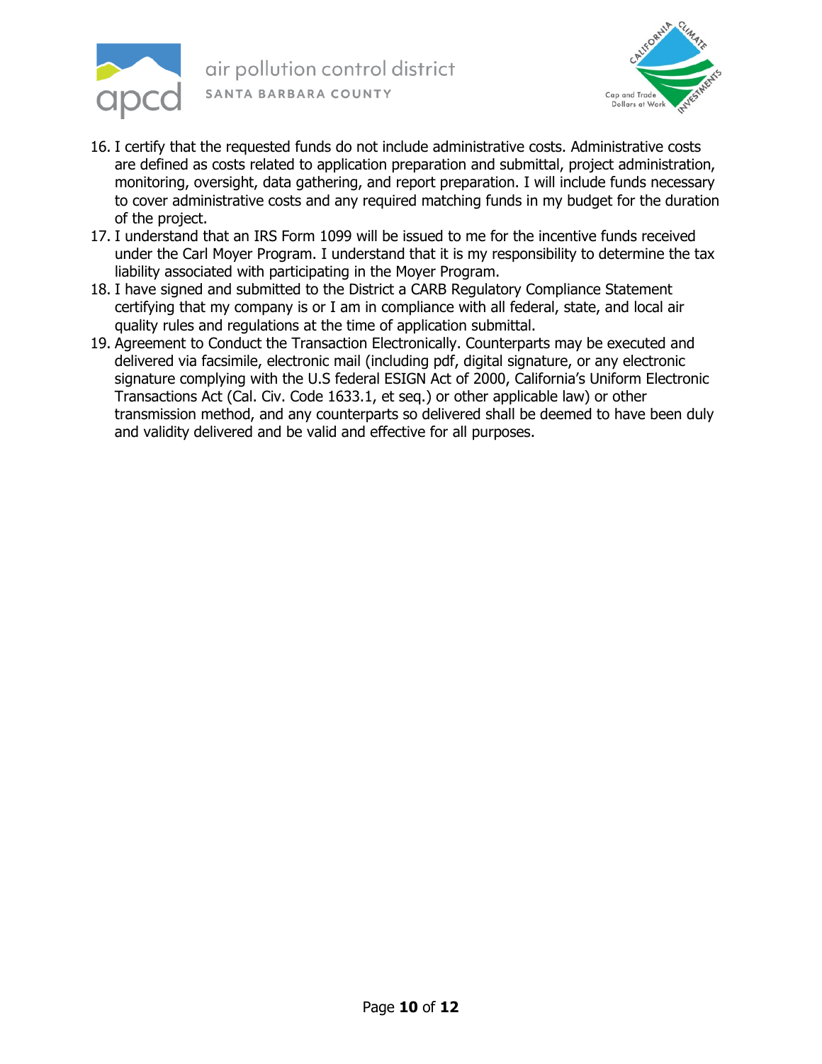16. I certify that the requested funds do not include administrative costs. Administrative costs are defined as costs related to application preparation and submittal, project administration, monitoring, oversight, data gathering, and report preparation. I will include funds necessary to cover administrative costs and any required matching funds in my budget for the duration of the project.
17. I understand that an IRS Form 1099 will be issued to me for the incentive funds received under the Carl Moyer Program. I understand that it is my responsibility to determine the tax liability associated with participating in the Moyer Program.
18. I have signed and submitted to the District a CARB Regulatory Compliance Statement certifying that my company is or I am in compliance with all federal, state, and local air quality rules and regulations at the time of application submittal.
19. Agreement to Conduct the Transaction Electronically. Counterparts may be executed and delivered via facsimile, electronic mail (including pdf, digital signature, or any electronic signature complying with the U.S federal ESIGN Act of 2000, California's Uniform Electronic Transactions Act (Cal. Civ. Code 1633.1, et seq.) or other applicable law) or other transmission method, and any counterparts so delivered shall be deemed to have been duly and validity delivered and be valid and effective for all purposes.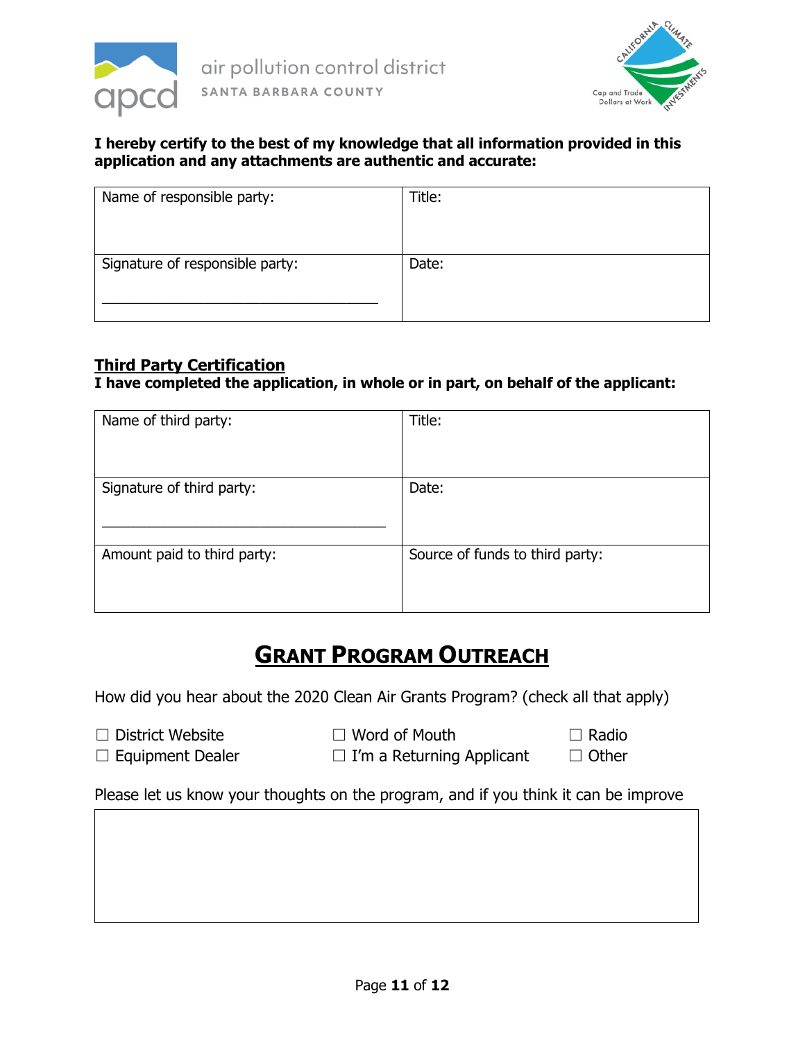**I hereby certify to the best of my knowledge that all information provided in this application and any attachments are authentic and accurate:**

| Name of responsible party: | Title: |
|---|---|
| Signature of responsible party: ___________________________________ | Date: |

**Third Party Certification**

**I have completed the application, in whole or in part, on behalf of the applicant:**

| Name of third party: | Title: |
|---|---|
| Signature of third party: ___________________________________ | Date: |
| Amount paid to third party: | Source of funds to third party: |

# GRANT PROGRAM OUTREACH

How did you hear about the 2020 Clean Air Grants Program? (check all that apply)

☐ District Website ☐ Word of Mouth ☐ Radio
☐ Equipment Dealer ☐ I'm a Returning Applicant ☐ Other

Please let us know your thoughts on the program, and if you think it can be improve

|   |
|---|
|   |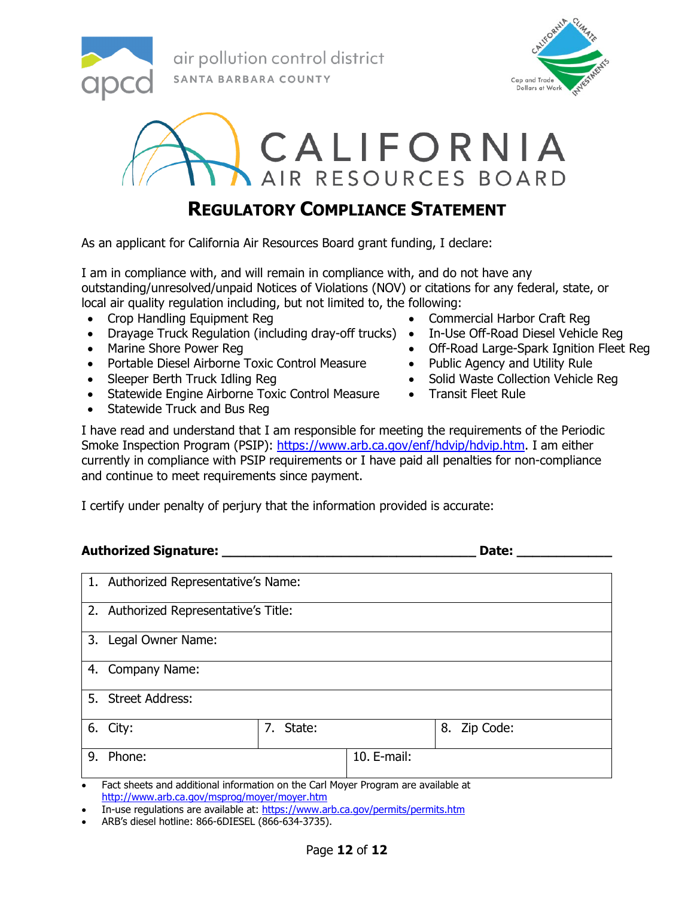air pollution control district
SANTA BARBARA COUNTY

CALIFORNIA AIR RESOURCES BOARD

# REGULATORY COMPLIANCE STATEMENT

As an applicant for California Air Resources Board grant funding, I declare:

I am in compliance with, and will remain in compliance with, and do not have any outstanding/unresolved/unpaid Notices of Violations (NOV) or citations for any federal, state, or local air quality regulation including, but not limited to, the following:

- Crop Handling Equipment Reg
- Drayage Truck Regulation (including dray-off trucks)
- Marine Shore Power Reg
- Portable Diesel Airborne Toxic Control Measure
- Sleeper Berth Truck Idling Reg
- Statewide Engine Airborne Toxic Control Measure
- Statewide Truck and Bus Reg
- Commercial Harbor Craft Reg
- In-Use Off-Road Diesel Vehicle Reg
- Off-Road Large-Spark Ignition Fleet Reg
- Public Agency and Utility Rule
- Solid Waste Collection Vehicle Reg
- Transit Fleet Rule

I have read and understand that I am responsible for meeting the requirements of the Periodic Smoke Inspection Program (PSIP): https://www.arb.ca.gov/enf/hdvip/hdvip.htm. I am either currently in compliance with PSIP requirements or I have paid all penalties for non-compliance and continue to meet requirements since payment.

I certify under penalty of perjury that the information provided is accurate:

**Authorized Signature: ________________________________ Date: ____________**

| | | |
|---|---|---|
| 1. Authorized Representative's Name: | | |
| 2. Authorized Representative's Title: | | |
| 3. Legal Owner Name: | | |
| 4. Company Name: | | |
| 5. Street Address: | | |
| 6. City: | 7. State: | 8. Zip Code: |
| 9. Phone: | 10. E-mail: | |

- Fact sheets and additional information on the Carl Moyer Program are available at http://www.arb.ca.gov/msprog/moyer/moyer.htm
- In-use regulations are available at: https://www.arb.ca.gov/permits/permits.htm
- ARB's diesel hotline: 866-6DIESEL (866-634-3735).